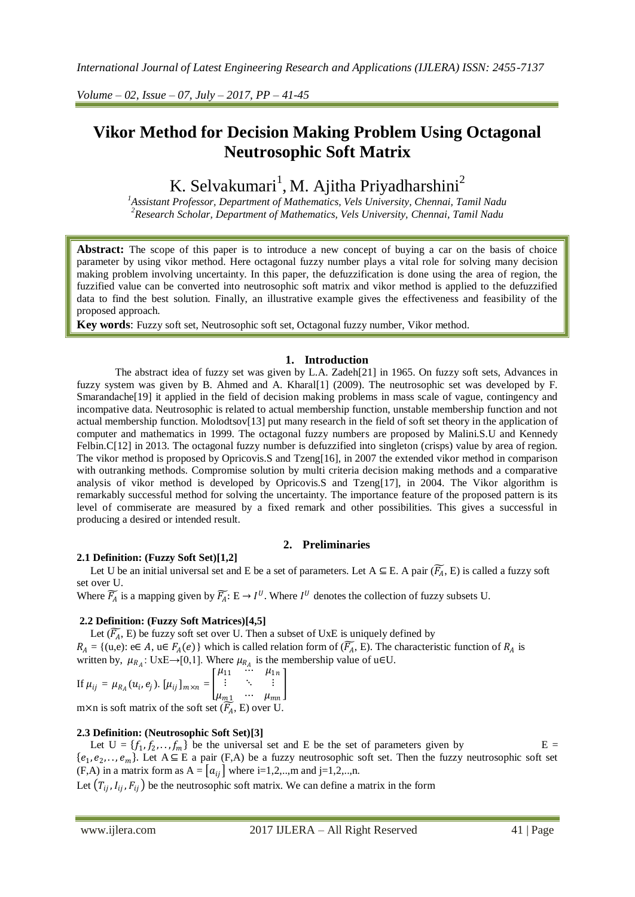# Vikor Method for Decision Making Problem Using Octagonal Neutrosophic Soft Matrix

K. Selvakumari[1], M. Ajitha Priyadharshini[2]

[1]*Assistant Professor, Department of Mathematics, Vels University, Chennai, Tamil Nadu*
[2]*Research Scholar, Department of Mathematics, Vels University, Chennai, Tamil Nadu*

**Abstract:** The scope of this paper is to introduce a new concept of buying a car on the basis of choice parameter by using vikor method. Here octagonal fuzzy number plays a vital role for solving many decision making problem involving uncertainty. In this paper, the defuzzification is done using the area of region, the fuzzified value can be converted into neutrosophic soft matrix and vikor method is applied to the defuzzified data to find the best solution. Finally, an illustrative example gives the effectiveness and feasibility of the proposed approach.

**Key words**: Fuzzy soft set, Neutrosophic soft set, Octagonal fuzzy number, Vikor method.

## 1. Introduction

The abstract idea of fuzzy set was given by L.A. Zadeh[21] in 1965. On fuzzy soft sets, Advances in fuzzy system was given by B. Ahmed and A. Kharal[1] (2009). The neutrosophic set was developed by F. Smarandache[19] it applied in the field of decision making problems in mass scale of vague, contingency and incompative data. Neutrosophic is related to actual membership function, unstable membership function and not actual membership function. Molodtsov[13] put many research in the field of soft set theory in the application of computer and mathematics in 1999. The octagonal fuzzy numbers are proposed by Malini.S.U and Kennedy Felbin.C[12] in 2013. The octagonal fuzzy number is defuzzified into singleton (crisps) value by area of region. The vikor method is proposed by Opricovis.S and Tzeng[16], in 2007 the extended vikor method in comparison with outranking methods. Compromise solution by multi criteria decision making methods and a comparative analysis of vikor method is developed by Opricovis.S and Tzeng[17], in 2004. The Vikor algorithm is remarkably successful method for solving the uncertainty. The importance feature of the proposed pattern is its level of commiserate are measured by a fixed remark and other possibilities. This gives a successful in producing a desired or intended result.

## 2. Preliminaries

### 2.1 Definition: (Fuzzy Soft Set)[1,2]

Let U be an initial universal set and E be a set of parameters. Let A ⊆ E. A pair ($\widetilde{F_A}$, E) is called a fuzzy soft set over U.

Where $\widetilde{F_A}$ is a mapping given by $\widetilde{F_A}$: E → $I^U$. Where $I^U$ denotes the collection of fuzzy subsets U.

### 2.2 Definition: (Fuzzy Soft Matrices)[4,5]

Let ($\widetilde{F_A}$, E) be fuzzy soft set over U. Then a subset of UxE is uniquely defined by $R_A = \{(u,e): e \in A,\ u \in F_A(e)\}$ which is called relation form of ($\widetilde{F_A}$, E). The characteristic function of $R_A$ is written by, $\mu_{R_A}$: UxE→[0,1]. Where $\mu_{R_A}$ is the membership value of u∈U.

If $\mu_{ij} = \mu_{R_A}(u_i, e_j)$. $[\mu_{ij}]_{m\times n} = \begin{bmatrix} \mu_{11} & \cdots & \mu_{1n} \\ \vdots & \ddots & \vdots \\ \mu_{m1} & \cdots & \mu_{mn} \end{bmatrix}$

m×n is soft matrix of the soft set ($\widetilde{F_A}$, E) over U.

### 2.3 Definition: (Neutrosophic Soft Set)[3]

Let $U = \{f_1, f_2, \ldots, f_m\}$ be the universal set and E be the set of parameters given by $E = \{e_1, e_2, \ldots, e_m\}$. Let A ⊆ E a pair (F,A) be a fuzzy neutrosophic soft set. Then the fuzzy neutrosophic soft set (F,A) in a matrix form as A = $[a_{ij}]$ where i=1,2,..,m and j=1,2,..,n.

Let $(T_{ij}, I_{ij}, F_{ij})$ be the neutrosophic soft matrix. We can define a matrix in the form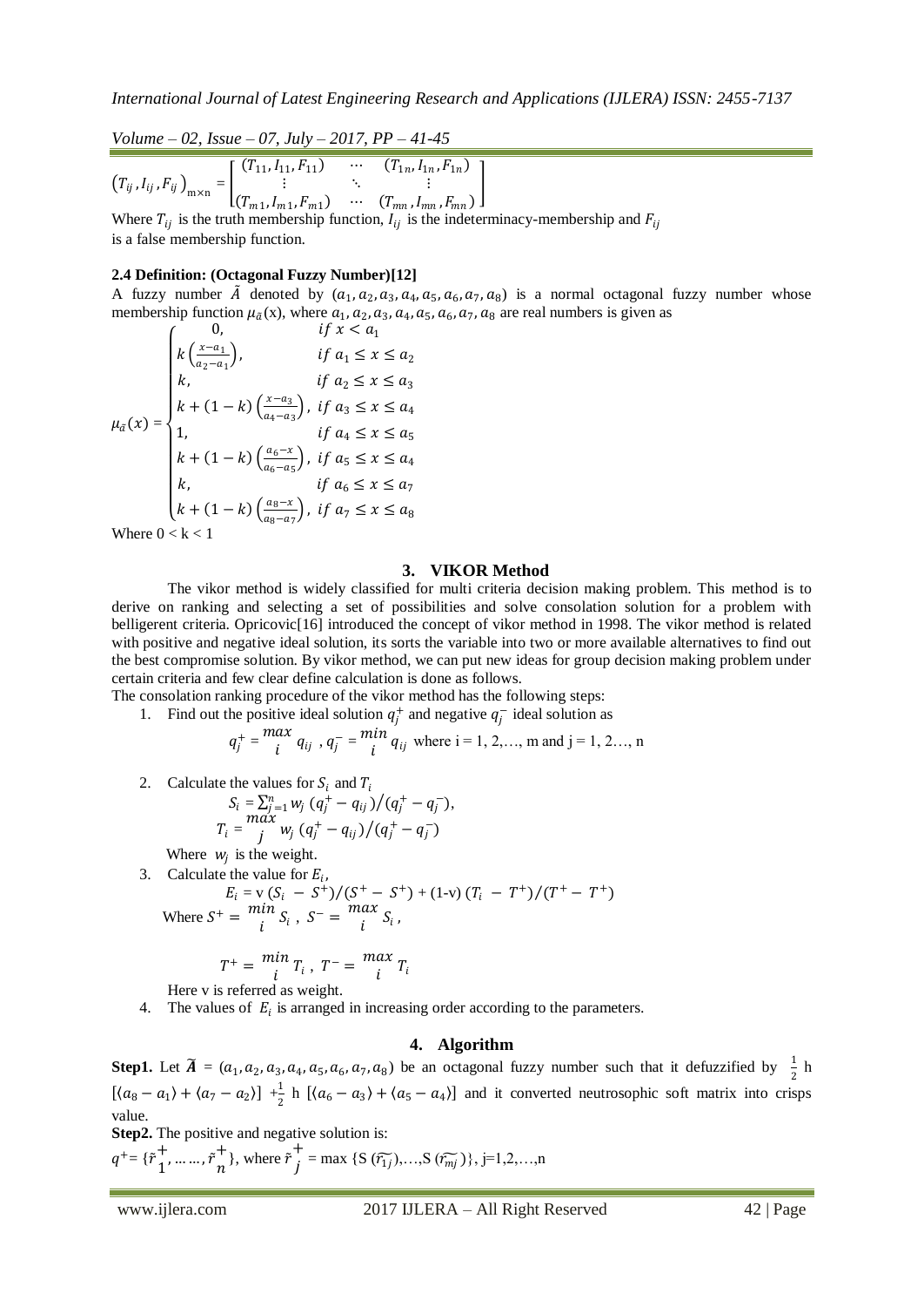$$\left(T_{ij}, I_{ij}, F_{ij}\right)_{m\times n} = \begin{bmatrix} (T_{11}, I_{11}, F_{11}) & \cdots & (T_{1n}, I_{1n}, F_{1n}) \\ \vdots & \ddots & \vdots \\ (T_{m1}, I_{m1}, F_{m1}) & \cdots & (T_{mn}, I_{mn}, F_{mn}) \end{bmatrix}$$

Where $T_{ij}$ is the truth membership function, $I_{ij}$ is the indeterminacy-membership and $F_{ij}$ is a false membership function.

**2.4 Definition: (Octagonal Fuzzy Number)[12]**

A fuzzy number $\tilde{A}$ denoted by $(a_1, a_2, a_3, a_4, a_5, a_6, a_7, a_8)$ is a normal octagonal fuzzy number whose membership function $\mu_{\tilde{a}}(x)$, where $a_1, a_2, a_3, a_4, a_5, a_6, a_7, a_8$ are real numbers is given as

$$\mu_{\tilde{a}}(x) = \begin{cases} 0, & if\ x < a_1 \\ k\left(\frac{x-a_1}{a_2-a_1}\right), & if\ a_1 \le x \le a_2 \\ k, & if\ a_2 \le x \le a_3 \\ k + (1-k)\left(\frac{x-a_3}{a_4-a_3}\right), & if\ a_3 \le x \le a_4 \\ 1, & if\ a_4 \le x \le a_5 \\ k + (1-k)\left(\frac{a_6-x}{a_6-a_5}\right), & if\ a_5 \le x \le a_4 \\ k, & if\ a_6 \le x \le a_7 \\ k + (1-k)\left(\frac{a_8-x}{a_8-a_7}\right), & if\ a_7 \le x \le a_8 \end{cases}$$

Where $0 < k < 1$

## 3. VIKOR Method

The vikor method is widely classified for multi criteria decision making problem. This method is to derive on ranking and selecting a set of possibilities and solve consolation solution for a problem with belligerent criteria. Opricovic[16] introduced the concept of vikor method in 1998. The vikor method is related with positive and negative ideal solution, its sorts the variable into two or more available alternatives to find out the best compromise solution. By vikor method, we can put new ideas for group decision making problem under certain criteria and few clear define calculation is done as follows.

The consolation ranking procedure of the vikor method has the following steps:

1. Find out the positive ideal solution $q_j^+$ and negative $q_j^-$ ideal solution as

   $$q_j^+ = \max_i q_{ij}\ ,\ q_j^- = \min_i q_{ij} \text{ where i = 1, 2,…, m and j = 1, 2…, n}$$

2. Calculate the values for $S_i$ and $T_i$

   $$S_i = \sum_{j=1}^{n} w_j \left(q_j^+ - q_{ij}\right)/\left(q_j^+ - q_j^-\right),$$
   $$T_i = \max_j w_j \left(q_j^+ - q_{ij}\right)/\left(q_j^+ - q_j^-\right)$$

   Where $w_j$ is the weight.

3. Calculate the value for $E_i$,

   $$E_i = \text{v}\left(S_i - S^+\right)/\left(S^+ - S^+\right) + (1\text{-v})\left(T_i - T^+\right)/\left(T^+ - T^+\right)$$

   Where $S^+ = \min_i S_i\ ,\ S^- = \max_i S_i\ ,$

   $$T^+ = \min_i T_i\ ,\ T^- = \max_i T_i$$

   Here v is referred as weight.

4. The values of $E_i$ is arranged in increasing order according to the parameters.

## 4. Algorithm

**Step1.** Let $\widetilde{A} = (a_1, a_2, a_3, a_4, a_5, a_6, a_7, a_8)$ be an octagonal fuzzy number such that it defuzzified by $\frac{1}{2}$ h $[\langle a_8 - a_1\rangle + \langle a_7 - a_2\rangle]$ $+\frac{1}{2}$ h $[\langle a_6 - a_3\rangle + \langle a_5 - a_4\rangle]$ and it converted neutrosophic soft matrix into crisps value.

**Step2.** The positive and negative solution is:

$q^+ = \{\tilde{r}_1^+, \ldots\ldots, \tilde{r}_n^+\}$, where $\tilde{r}_j^+ = \max\{\text{S}(\widetilde{r_{1j}}),\ldots,\text{S}(\widetilde{r_{mj}})\}$, j=1,2,…,n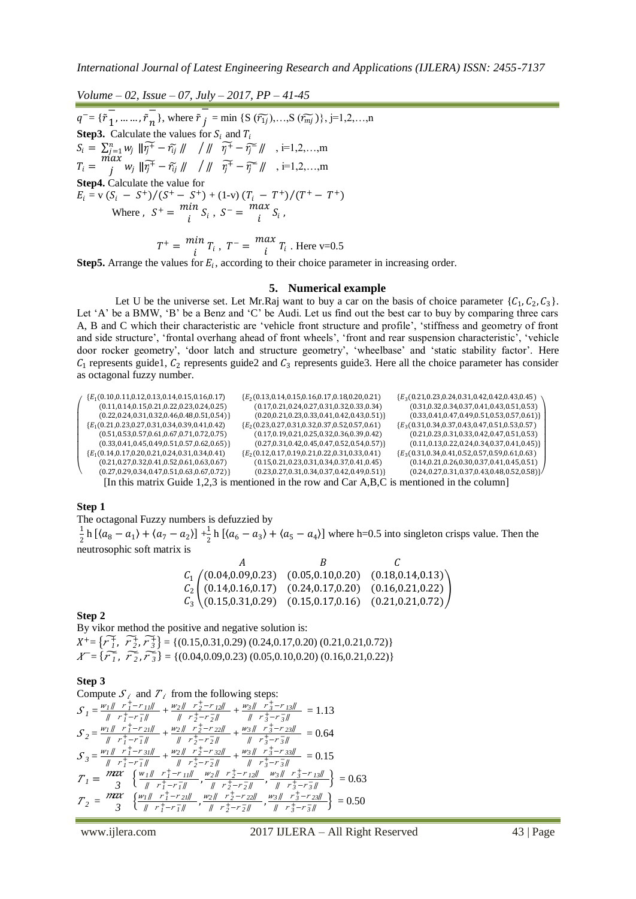$q^- = \{\tilde{r}_1^-, \ldots\ldots, \tilde{r}_n^-\}$, where $\tilde{r}_j^-$ = min {S ($\widetilde{r_{1j}}$),…,S ($\widetilde{r_{mj}}$)}, j=1,2,…,n

**Step3.** Calculate the values for $S_i$ and $T_i$

$S_i = \sum_{j=1}^{n} w_j \, \|\widetilde{r_j^+} - \widetilde{r_{ij}}\| \;\; / \| \;\; \widetilde{r_j^+} - \widetilde{r_j^-} \|$ , i=1,2,…,m

$T_i = \max_j \; w_j \, \|\widetilde{r_j^+} - \widetilde{r_{ij}}\| \;\; / \| \;\; \widetilde{r_j^+} - \widetilde{r_j^-} \|$ , i=1,2,…,m

**Step4.** Calculate the value for

$E_i$ = v $(S_i - S^+)/(S^+ - S^+)$ + (1-v) $(T_i - T^+)/(T^+ - T^+)$

Where , $S^+ = \min_i S_i$ , $S^- = \max_i S_i$ ,

$T^+ = \min_i T_i$ , $T^- = \max_i T_i$ . Here v=0.5

**Step5.** Arrange the values for $E_i$, according to their choice parameter in increasing order.

## 5. Numerical example

Let U be the universe set. Let Mr.Raj want to buy a car on the basis of choice parameter $\{C_1, C_2, C_3\}$. Let 'A' be a BMW, 'B' be a Benz and 'C' be Audi. Let us find out the best car to buy by comparing three cars A, B and C which their characteristic are 'vehicle front structure and profile', 'stiffness and geometry of front and side structure', 'frontal overhang ahead of front wheels', 'front and rear suspension characteristic', 'vehicle door rocker geometry', 'door latch and structure geometry', 'wheelbase' and 'static stability factor'. Here $C_1$ represents guide1, $C_2$ represents guide2 and $C_3$ represents guide3. Here all the choice parameter has consider as octagonal fuzzy number.

$$
\begin{pmatrix}
\{E_1(0.10,0.11,0.12,0.13,0.14,0.15,0.16,0.17) & \{E_2(0.13,0.14,0.15,0.16,0.17,0.18,0.20,0.21) & \{E_3(0.21,0.23,0.24,0.31,0.42,0.42,0.43,0.45) \\
(0.11,0.14,0.15,0.21,0.22,0.23,0.24,0.25) & (0.17,0.21,0.24,0.27,0.31,0.32,0.33,0.34) & (0.31,0.32,0.34,0.37,0.41,0.43,0.51,0.53) \\
(0.22,0.24,0.31,0.32,0.46,0.48,0.51,0.54)\} & (0.20,0.21,0.23,0.33,0.41,0.42,0.43,0.51)\} & (0.33,0.41,0.47,0.49,0.51,0.53,0.57,0.61)\} \\
\{E_1(0.21,0.23,0.27,0.31,0.34,0.39,0.41,0.42) & \{E_2(0.23,0.27,0.31,0.32,0.37,0.52,0.57,0.61) & \{E_3(0.31,0.34,0.37,0.43,0.47,0.51,0.53,0.57) \\
(0.51,0.53,0.57,0.61,0.67,0.71,0.72,0.75) & (0.17,0.19,0.21,0.25,0.32,0.36,0.39,0.42) & (0.21,0.23,0.31,0.33,0.42,0.47,0.51,0.53) \\
(0.33,0.41,0.45,0.49,0.51,0.57,0.62,0.65)\} & (0.27,0.31,0.42,0.45,0.47,0.52,0.54,0.57)\} & (0.11,0.13,0.22,0.24,0.34,0.37,0.41,0.45)\} \\
\{E_1(0.14,0.17,0.20,0.21,0.24,0.31,0.34,0.41) & \{E_2(0.12,0.17,0.19,0.21,0.22,0.31,0.33,0.41) & \{E_3(0.31,0.34,0.41,0.52,0.57,0.59,0.61,0.63) \\
(0.21,0.27,0.32,0.41,0.52,0.61,0.63,0.67) & (0.15,0.21,0.23,0.31,0.34,0.37,0.41,0.45) & (0.14,0.21,0.26,0.30,0.37,0.41,0.45,0.51) \\
(0.27,0.29,0.34,0.47,0.51,0.63,0.67,0.72)\} & (0.23,0.27,0.31,0.34,0.37,0.42,0.49,0.51)\} & (0.24,0.27,0.31,0.37,0.43,0.48,0.52,0.58)\}
\end{pmatrix}
$$

[In this matrix Guide 1,2,3 is mentioned in the row and Car A,B,C is mentioned in the column]

**Step 1**

The octagonal Fuzzy numbers is defuzzied by

$\frac{1}{2}$ h $[\langle a_8 - a_1 \rangle + \langle a_7 - a_2 \rangle]$ $+\frac{1}{2}$ h $[\langle a_6 - a_3 \rangle + \langle a_5 - a_4 \rangle]$ where h=0.5 into singleton crisps value. Then the neutrosophic soft matrix is

$$
\begin{array}{c} \\ C_1 \\ C_2 \\ C_3 \end{array}
\begin{array}{ccc} A & B & C \\ \end{array}
$$

$$
\begin{matrix} & A & B & C \\ C_1 & (0.04,0.09,0.23) & (0.05,0.10,0.20) & (0.18,0.14,0.13) \\ C_2 & (0.14,0.16,0.17) & (0.24,0.17,0.20) & (0.16,0.21,0.22) \\ C_3 & (0.15,0.31,0.29) & (0.15,0.17,0.16) & (0.21,0.21,0.72) \end{matrix}
$$

**Step 2**

By vikor method the positive and negative solution is:

$X^+ = \{\widetilde{r_1^+}, \widetilde{r_2^+}, \widetilde{r_3^+}\}$ = {(0.15,0.31,0.29) (0.24,0.17,0.20) (0.21,0.21,0.72)}

$X^- = \{\widetilde{r_1^-}, \widetilde{r_2^-}, \widetilde{r_3^-}\}$ = {(0.04,0.09,0.23) (0.05,0.10,0.20) (0.16,0.21,0.22)}

**Step 3**

Compute $S_i$ and $T_i$ from the following steps:

$S_1 = \frac{w_1 \| r_1^+ - r_{11} \|}{\| r_1^+ - r_1^- \|} + \frac{w_2 \| r_2^+ - r_{12} \|}{\| r_2^+ - r_2^- \|} + \frac{w_3 \| r_3^+ - r_{13} \|}{\| r_3^+ - r_3^- \|} = 1.13$

$S_2 = \frac{w_1 \| r_1^+ - r_{21} \|}{\| r_1^+ - r_1^- \|} + \frac{w_2 \| r_2^+ - r_{22} \|}{\| r_2^+ - r_2^- \|} + \frac{w_3 \| r_3^+ - r_{23} \|}{\| r_3^+ - r_3^- \|} = 0.64$

$S_3 = \frac{w_1 \| r_1^+ - r_{31} \|}{\| r_1^+ - r_1^- \|} + \frac{w_2 \| r_2^+ - r_{32} \|}{\| r_2^+ - r_2^- \|} + \frac{w_3 \| r_3^+ - r_{33} \|}{\| r_3^+ - r_3^- \|} = 0.15$

$T_1 = \max_3 \left\{ \frac{w_1 \| r_1^+ - r_{11} \|}{\| r_1^+ - r_1^- \|}, \frac{w_2 \| r_2^+ - r_{12} \|}{\| r_2^+ - r_2^- \|}, \frac{w_3 \| r_3^+ - r_{13} \|}{\| r_3^+ - r_3^- \|} \right\} = 0.63$

$T_2 = \max_3 \left\{ \frac{w_1 \| r_1^+ - r_{21} \|}{\| r_1^+ - r_1^- \|}, \frac{w_2 \| r_2^+ - r_{22} \|}{\| r_2^+ - r_2^- \|}, \frac{w_3 \| r_3^+ - r_{23} \|}{\| r_3^+ - r_3^- \|} \right\} = 0.50$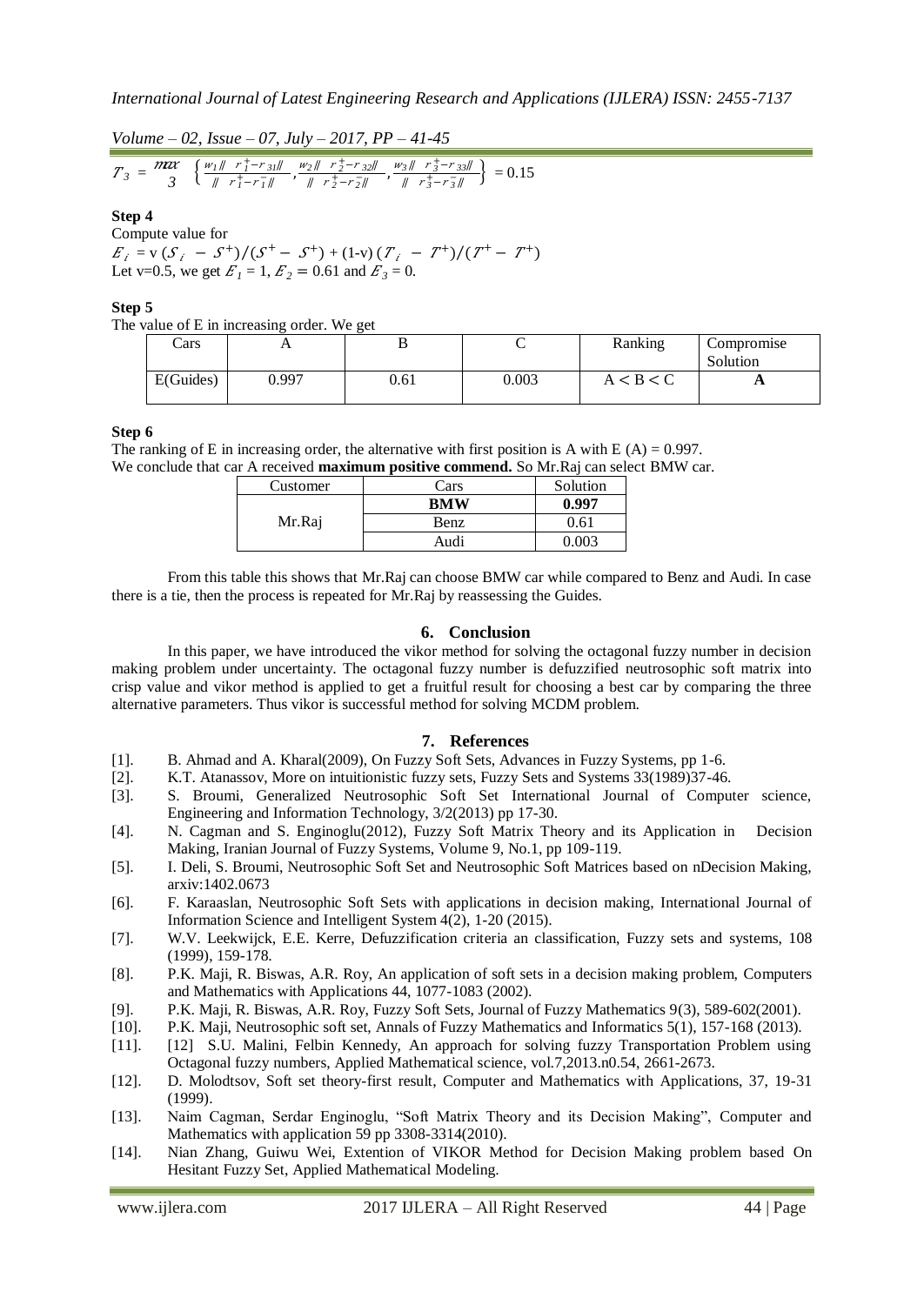$$T_3 = \max_3 \left\{ \frac{w_1 \| r_1^+ - r_{31} \|}{\| r_1^+ - r_1^- \|}, \frac{w_2 \| r_2^+ - r_{32} \|}{\| r_2^+ - r_2^- \|}, \frac{w_3 \| r_3^+ - r_{33} \|}{\| r_3^+ - r_3^- \|} \right\} = 0.15$$

**Step 4**

Compute value for

$E_i = v\,(S_i - S^+)/(S^+ - S^+) + (1\text{-}v)\,(T_i - T^+)/(T^+ - T^+)$

Let v=0.5, we get $E_1 = 1$, $E_2 = 0.61$ and $E_3 = 0$.

**Step 5**

The value of E in increasing order. We get

| Cars | A | B | C | Ranking | Compromise Solution |
|---|---|---|---|---|---|
| E(Guides) | 0.997 | 0.61 | 0.003 | A < B < C | **A** |

**Step 6**

The ranking of E in increasing order, the alternative with first position is A with E (A) = 0.997.
We conclude that car A received **maximum positive commend.** So Mr.Raj can select BMW car.

| Customer | Cars | Solution |
|---|---|---|
| Mr.Raj | **BMW** | **0.997** |
| | Benz | 0.61 |
| | Audi | 0.003 |

From this table this shows that Mr.Raj can choose BMW car while compared to Benz and Audi. In case there is a tie, then the process is repeated for Mr.Raj by reassessing the Guides.

## 6. Conclusion

In this paper, we have introduced the vikor method for solving the octagonal fuzzy number in decision making problem under uncertainty. The octagonal fuzzy number is defuzzified neutrosophic soft matrix into crisp value and vikor method is applied to get a fruitful result for choosing a best car by comparing the three alternative parameters. Thus vikor is successful method for solving MCDM problem.

## 7. References

[1]. B. Ahmad and A. Kharal(2009), On Fuzzy Soft Sets, Advances in Fuzzy Systems, pp 1-6.

[2]. K.T. Atanassov, More on intuitionistic fuzzy sets, Fuzzy Sets and Systems 33(1989)37-46.

[3]. S. Broumi, Generalized Neutrosophic Soft Set International Journal of Computer science, Engineering and Information Technology, 3/2(2013) pp 17-30.

[4]. N. Cagman and S. Enginoglu(2012), Fuzzy Soft Matrix Theory and its Application in Decision Making, Iranian Journal of Fuzzy Systems, Volume 9, No.1, pp 109-119.

[5]. I. Deli, S. Broumi, Neutrosophic Soft Set and Neutrosophic Soft Matrices based on nDecision Making, arxiv:1402.0673

[6]. F. Karaaslan, Neutrosophic Soft Sets with applications in decision making, International Journal of Information Science and Intelligent System 4(2), 1-20 (2015).

[7]. W.V. Leekwijck, E.E. Kerre, Defuzzification criteria an classification, Fuzzy sets and systems, 108 (1999), 159-178.

[8]. P.K. Maji, R. Biswas, A.R. Roy, An application of soft sets in a decision making problem, Computers and Mathematics with Applications 44, 1077-1083 (2002).

[9]. P.K. Maji, R. Biswas, A.R. Roy, Fuzzy Soft Sets, Journal of Fuzzy Mathematics 9(3), 589-602(2001).

[10]. P.K. Maji, Neutrosophic soft set, Annals of Fuzzy Mathematics and Informatics 5(1), 157-168 (2013).

[11]. [12] S.U. Malini, Felbin Kennedy, An approach for solving fuzzy Transportation Problem using Octagonal fuzzy numbers, Applied Mathematical science, vol.7,2013.n0.54, 2661-2673.

[12]. D. Molodtsov, Soft set theory-first result, Computer and Mathematics with Applications, 37, 19-31 (1999).

[13]. Naim Cagman, Serdar Enginoglu, "Soft Matrix Theory and its Decision Making", Computer and Mathematics with application 59 pp 3308-3314(2010).

[14]. Nian Zhang, Guiwu Wei, Extention of VIKOR Method for Decision Making problem based On Hesitant Fuzzy Set, Applied Mathematical Modeling.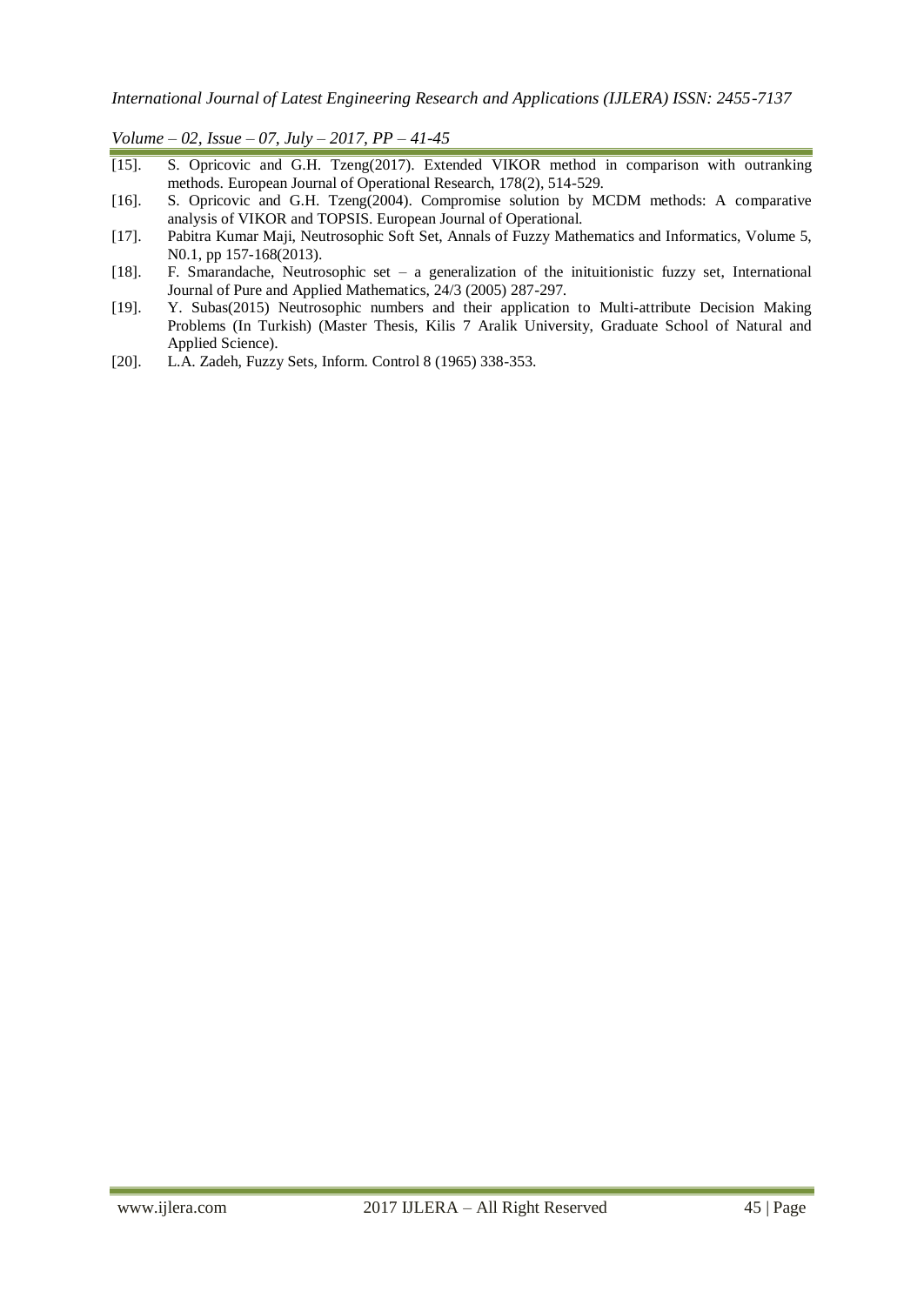[15]. S. Opricovic and G.H. Tzeng(2017). Extended VIKOR method in comparison with outranking methods. European Journal of Operational Research, 178(2), 514-529.

[16]. S. Opricovic and G.H. Tzeng(2004). Compromise solution by MCDM methods: A comparative analysis of VIKOR and TOPSIS. European Journal of Operational.

[17]. Pabitra Kumar Maji, Neutrosophic Soft Set, Annals of Fuzzy Mathematics and Informatics, Volume 5, N0.1, pp 157-168(2013).

[18]. F. Smarandache, Neutrosophic set – a generalization of the inituitionistic fuzzy set, International Journal of Pure and Applied Mathematics, 24/3 (2005) 287-297.

[19]. Y. Subas(2015) Neutrosophic numbers and their application to Multi-attribute Decision Making Problems (In Turkish) (Master Thesis, Kilis 7 Aralik University, Graduate School of Natural and Applied Science).

[20]. L.A. Zadeh, Fuzzy Sets, Inform. Control 8 (1965) 338-353.